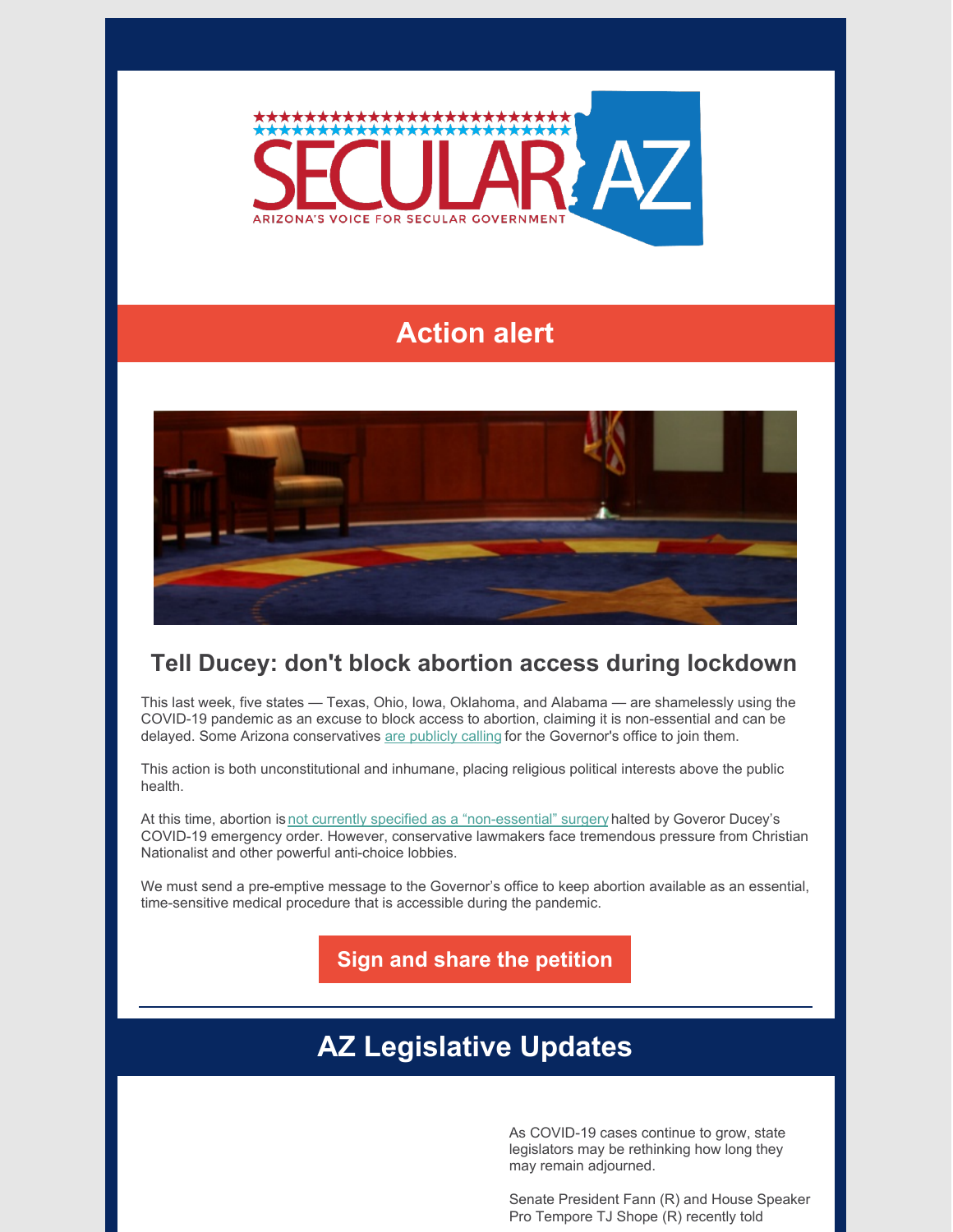SECULAR AZ

ARIZONA'S VOICE FOR SECULAR GOVERNMENT

## Action alert

### Tell Ducey: don't block abortion access during lockdown

This last week, five states — Texas, Ohio, Iowa, Oklahoma, and Alabama — are shamelessly using the COVID-19 pandemic as an excuse to block access to abortion, claiming it is non-essential and can be delayed. Some Arizona conservatives are publicly calling for the Governor's office to join them.

This action is both unconstitutional and inhumane, placing religious political interests above the public health.

At this time, abortion is not currently specified as a "non-essential" surgery halted by Goveror Ducey's COVID-19 emergency order. However, conservative lawmakers face tremendous pressure from Christian Nationalist and other powerful anti-choice lobbies.

We must send a pre-emptive message to the Governor's office to keep abortion available as an essential, time-sensitive medical procedure that is accessible during the pandemic.

**Sign and share the petition**

---

## AZ Legislative Updates

As COVID-19 cases continue to grow, state legislators may be rethinking how long they may remain adjourned.

Senate President Fann (R) and House Speaker Pro Tempore TJ Shope (R) recently told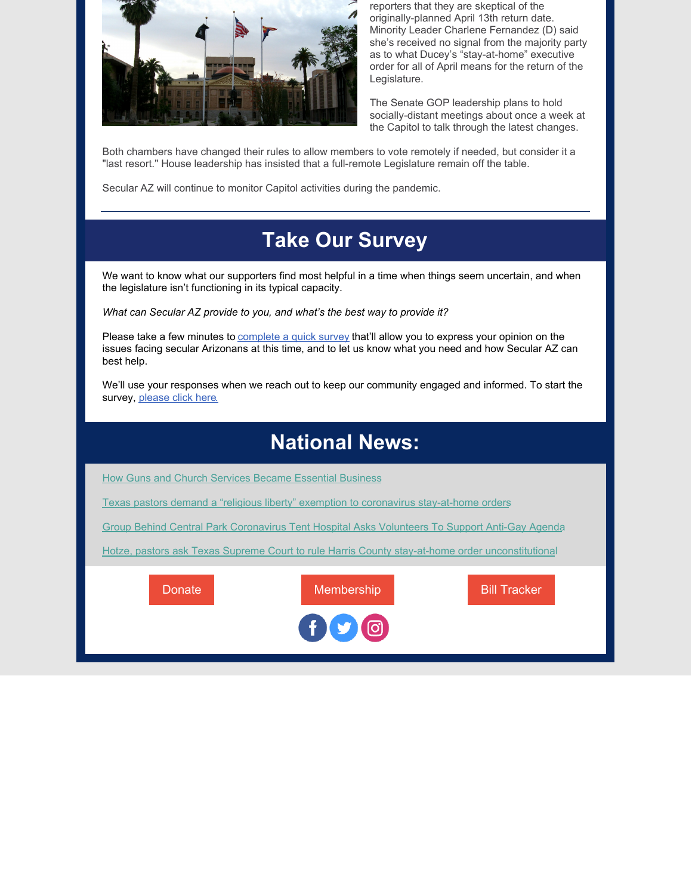reporters that they are skeptical of the originally-planned April 13th return date. Minority Leader Charlene Fernandez (D) said she's received no signal from the majority party as to what Ducey's "stay-at-home" executive order for all of April means for the return of the Legislature.

The Senate GOP leadership plans to hold socially-distant meetings about once a week at the Capitol to talk through the latest changes.

Both chambers have changed their rules to allow members to vote remotely if needed, but consider it a "last resort." House leadership has insisted that a full-remote Legislature remain off the table.

Secular AZ will continue to monitor Capitol activities during the pandemic.

---

# Take Our Survey

We want to know what our supporters find most helpful in a time when things seem uncertain, and when the legislature isn't functioning in its typical capacity.

*What can Secular AZ provide to you, and what's the best way to provide it?*

Please take a few minutes to complete a quick survey that'll allow you to express your opinion on the issues facing secular Arizonans at this time, and to let us know what you need and how Secular AZ can best help.

We'll use your responses when we reach out to keep our community engaged and informed. To start the survey, please click here.

# National News:

How Guns and Church Services Became Essential Business

Texas pastors demand a "religious liberty" exemption to coronavirus stay-at-home orders

Group Behind Central Park Coronavirus Tent Hospital Asks Volunteers To Support Anti-Gay Agenda

Hotze, pastors ask Texas Supreme Court to rule Harris County stay-at-home order unconstitutional

Donate | Membership | Bill Tracker